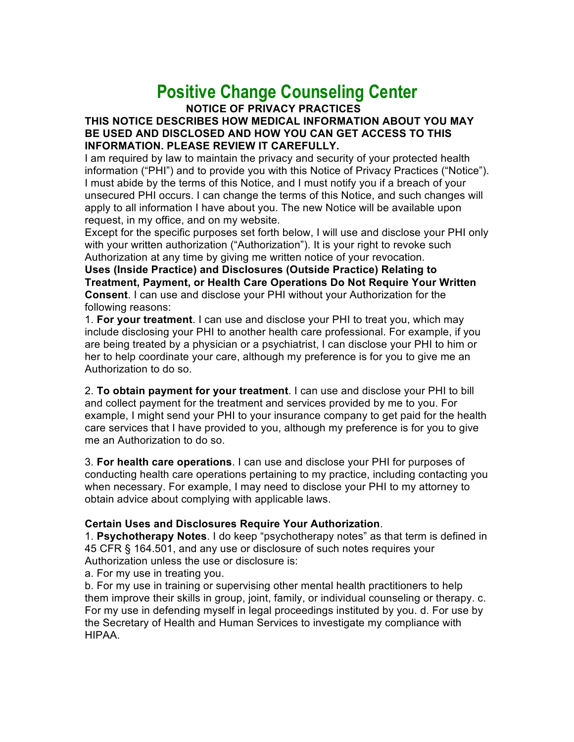# Positive Change Counseling Center

## NOTICE OF PRIVACY PRACTICES

**THIS NOTICE DESCRIBES HOW MEDICAL INFORMATION ABOUT YOU MAY BE USED AND DISCLOSED AND HOW YOU CAN GET ACCESS TO THIS INFORMATION. PLEASE REVIEW IT CAREFULLY.**

I am required by law to maintain the privacy and security of your protected health information ("PHI") and to provide you with this Notice of Privacy Practices ("Notice"). I must abide by the terms of this Notice, and I must notify you if a breach of your unsecured PHI occurs. I can change the terms of this Notice, and such changes will apply to all information I have about you. The new Notice will be available upon request, in my office, and on my website.

Except for the specific purposes set forth below, I will use and disclose your PHI only with your written authorization ("Authorization"). It is your right to revoke such Authorization at any time by giving me written notice of your revocation.

**Uses (Inside Practice) and Disclosures (Outside Practice) Relating to Treatment, Payment, or Health Care Operations Do Not Require Your Written Consent**. I can use and disclose your PHI without your Authorization for the following reasons:

1. **For your treatment**. I can use and disclose your PHI to treat you, which may include disclosing your PHI to another health care professional. For example, if you are being treated by a physician or a psychiatrist, I can disclose your PHI to him or her to help coordinate your care, although my preference is for you to give me an Authorization to do so.

2. **To obtain payment for your treatment**. I can use and disclose your PHI to bill and collect payment for the treatment and services provided by me to you. For example, I might send your PHI to your insurance company to get paid for the health care services that I have provided to you, although my preference is for you to give me an Authorization to do so.

3. **For health care operations**. I can use and disclose your PHI for purposes of conducting health care operations pertaining to my practice, including contacting you when necessary. For example, I may need to disclose your PHI to my attorney to obtain advice about complying with applicable laws.

**Certain Uses and Disclosures Require Your Authorization**.

1. **Psychotherapy Notes**. I do keep "psychotherapy notes" as that term is defined in 45 CFR § 164.501, and any use or disclosure of such notes requires your Authorization unless the use or disclosure is:

a. For my use in treating you.

b. For my use in training or supervising other mental health practitioners to help them improve their skills in group, joint, family, or individual counseling or therapy.

c. For my use in defending myself in legal proceedings instituted by you.

d. For use by the Secretary of Health and Human Services to investigate my compliance with HIPAA.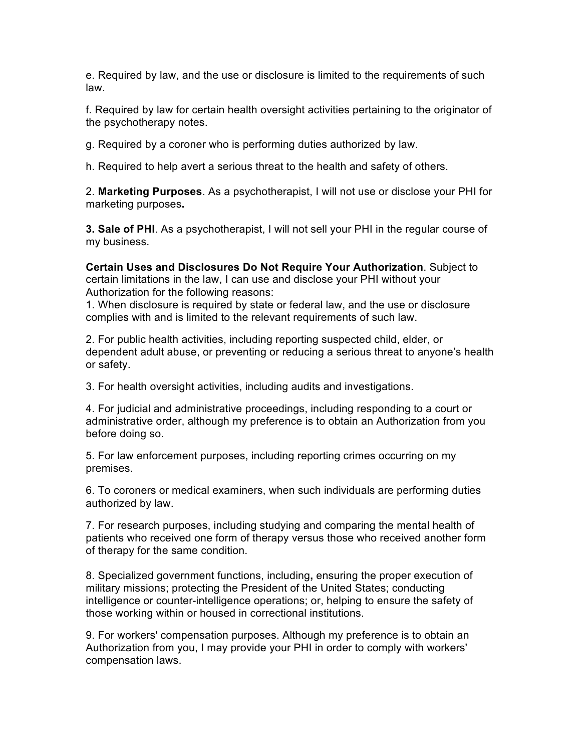e. Required by law, and the use or disclosure is limited to the requirements of such law.

f. Required by law for certain health oversight activities pertaining to the originator of the psychotherapy notes.

g. Required by a coroner who is performing duties authorized by law.

h. Required to help avert a serious threat to the health and safety of others.

2. **Marketing Purposes**. As a psychotherapist, I will not use or disclose your PHI for marketing purposes**.**

**3. Sale of PHI**. As a psychotherapist, I will not sell your PHI in the regular course of my business.

**Certain Uses and Disclosures Do Not Require Your Authorization**. Subject to certain limitations in the law, I can use and disclose your PHI without your Authorization for the following reasons:

1. When disclosure is required by state or federal law, and the use or disclosure complies with and is limited to the relevant requirements of such law.

2. For public health activities, including reporting suspected child, elder, or dependent adult abuse, or preventing or reducing a serious threat to anyone's health or safety.

3. For health oversight activities, including audits and investigations.

4. For judicial and administrative proceedings, including responding to a court or administrative order, although my preference is to obtain an Authorization from you before doing so.

5. For law enforcement purposes, including reporting crimes occurring on my premises.

6. To coroners or medical examiners, when such individuals are performing duties authorized by law.

7. For research purposes, including studying and comparing the mental health of patients who received one form of therapy versus those who received another form of therapy for the same condition.

8. Specialized government functions, including**,** ensuring the proper execution of military missions; protecting the President of the United States; conducting intelligence or counter-intelligence operations; or, helping to ensure the safety of those working within or housed in correctional institutions.

9. For workers' compensation purposes. Although my preference is to obtain an Authorization from you, I may provide your PHI in order to comply with workers' compensation laws.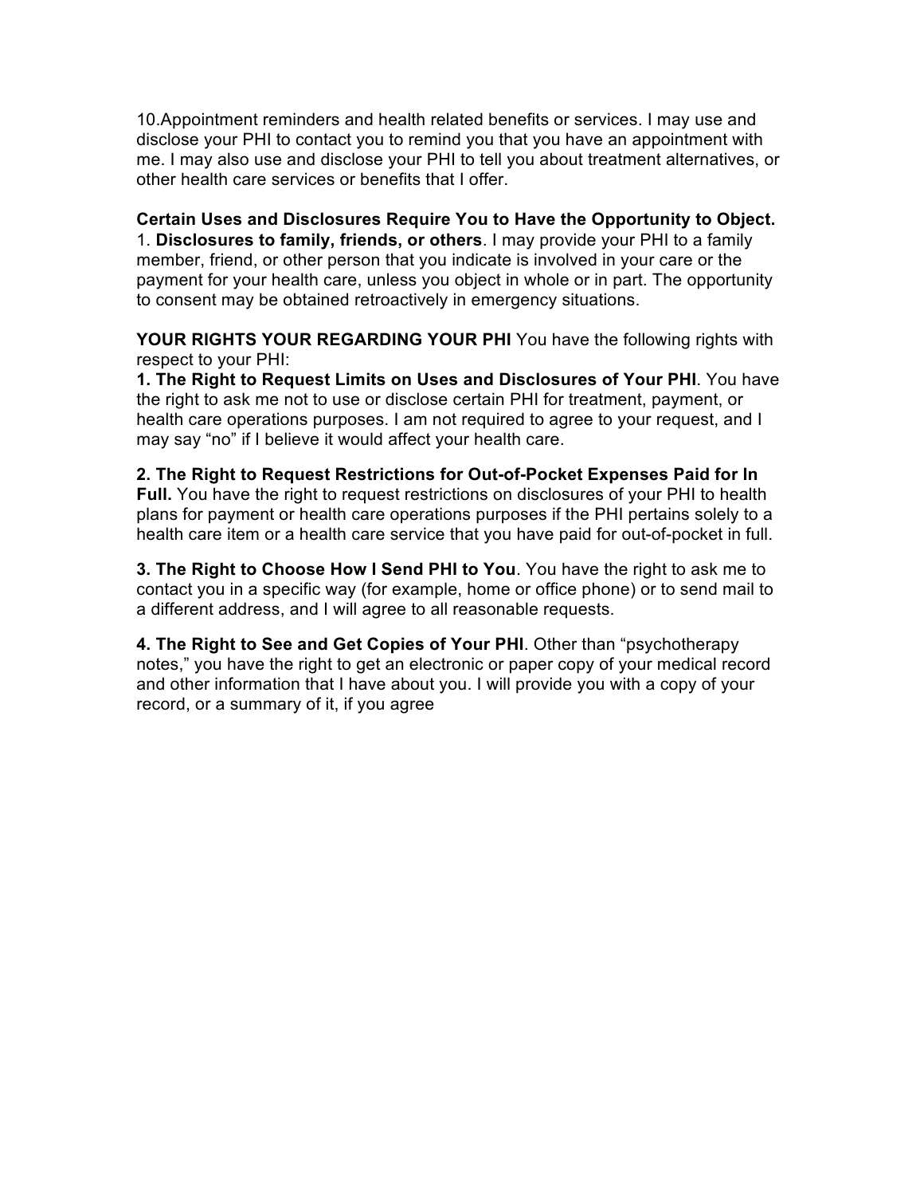10.Appointment reminders and health related benefits or services. I may use and disclose your PHI to contact you to remind you that you have an appointment with me. I may also use and disclose your PHI to tell you about treatment alternatives, or other health care services or benefits that I offer.

**Certain Uses and Disclosures Require You to Have the Opportunity to Object.**
1. **Disclosures to family, friends, or others**. I may provide your PHI to a family member, friend, or other person that you indicate is involved in your care or the payment for your health care, unless you object in whole or in part. The opportunity to consent may be obtained retroactively in emergency situations.

**YOUR RIGHTS YOUR REGARDING YOUR PHI** You have the following rights with respect to your PHI:
**1. The Right to Request Limits on Uses and Disclosures of Your PHI**. You have the right to ask me not to use or disclose certain PHI for treatment, payment, or health care operations purposes. I am not required to agree to your request, and I may say "no" if I believe it would affect your health care.

**2. The Right to Request Restrictions for Out-of-Pocket Expenses Paid for In Full.** You have the right to request restrictions on disclosures of your PHI to health plans for payment or health care operations purposes if the PHI pertains solely to a health care item or a health care service that you have paid for out-of-pocket in full.

**3. The Right to Choose How I Send PHI to You**. You have the right to ask me to contact you in a specific way (for example, home or office phone) or to send mail to a different address, and I will agree to all reasonable requests.

**4. The Right to See and Get Copies of Your PHI**. Other than "psychotherapy notes," you have the right to get an electronic or paper copy of your medical record and other information that I have about you. I will provide you with a copy of your record, or a summary of it, if you agree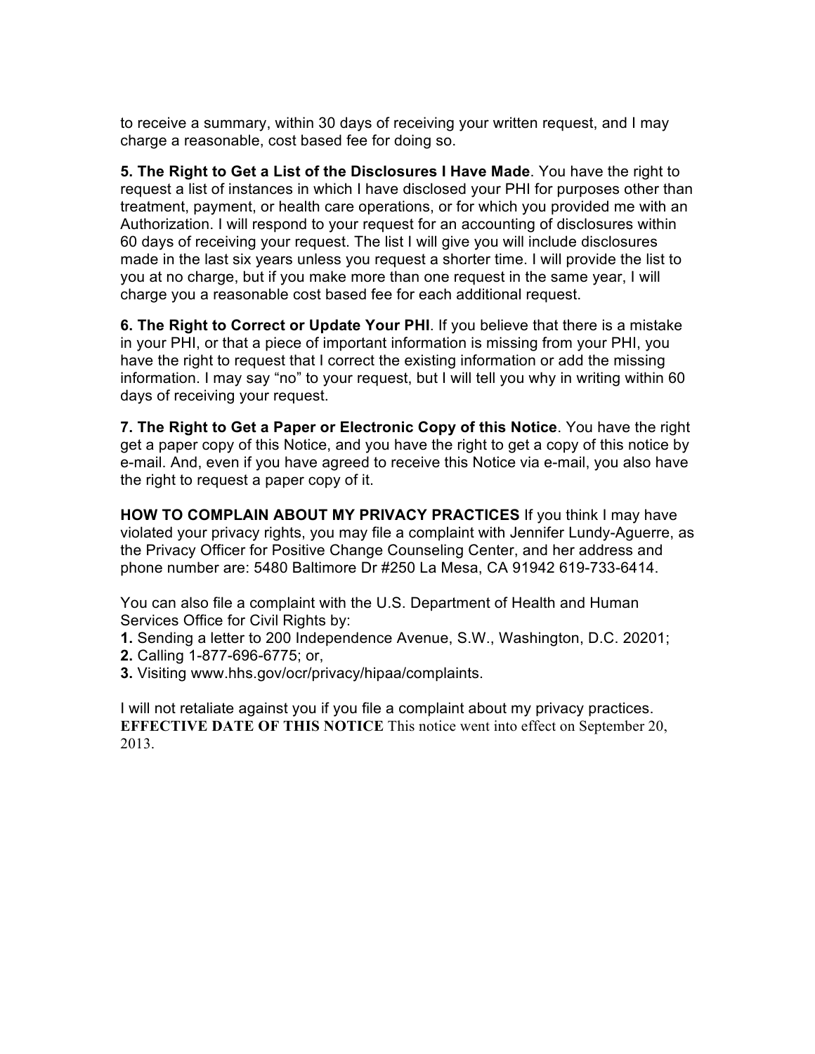to receive a summary, within 30 days of receiving your written request, and I may charge a reasonable, cost based fee for doing so.

**5. The Right to Get a List of the Disclosures I Have Made**. You have the right to request a list of instances in which I have disclosed your PHI for purposes other than treatment, payment, or health care operations, or for which you provided me with an Authorization. I will respond to your request for an accounting of disclosures within 60 days of receiving your request. The list I will give you will include disclosures made in the last six years unless you request a shorter time. I will provide the list to you at no charge, but if you make more than one request in the same year, I will charge you a reasonable cost based fee for each additional request.

**6. The Right to Correct or Update Your PHI**. If you believe that there is a mistake in your PHI, or that a piece of important information is missing from your PHI, you have the right to request that I correct the existing information or add the missing information. I may say "no" to your request, but I will tell you why in writing within 60 days of receiving your request.

**7. The Right to Get a Paper or Electronic Copy of this Notice**. You have the right get a paper copy of this Notice, and you have the right to get a copy of this notice by e-mail. And, even if you have agreed to receive this Notice via e-mail, you also have the right to request a paper copy of it.

**HOW TO COMPLAIN ABOUT MY PRIVACY PRACTICES** If you think I may have violated your privacy rights, you may file a complaint with Jennifer Lundy-Aguerre, as the Privacy Officer for Positive Change Counseling Center, and her address and phone number are: 5480 Baltimore Dr #250 La Mesa, CA 91942 619-733-6414.

You can also file a complaint with the U.S. Department of Health and Human Services Office for Civil Rights by:

**1.** Sending a letter to 200 Independence Avenue, S.W., Washington, D.C. 20201;
**2.** Calling 1-877-696-6775; or,
**3.** Visiting www.hhs.gov/ocr/privacy/hipaa/complaints.

I will not retaliate against you if you file a complaint about my privacy practices.
**EFFECTIVE DATE OF THIS NOTICE** This notice went into effect on September 20, 2013.